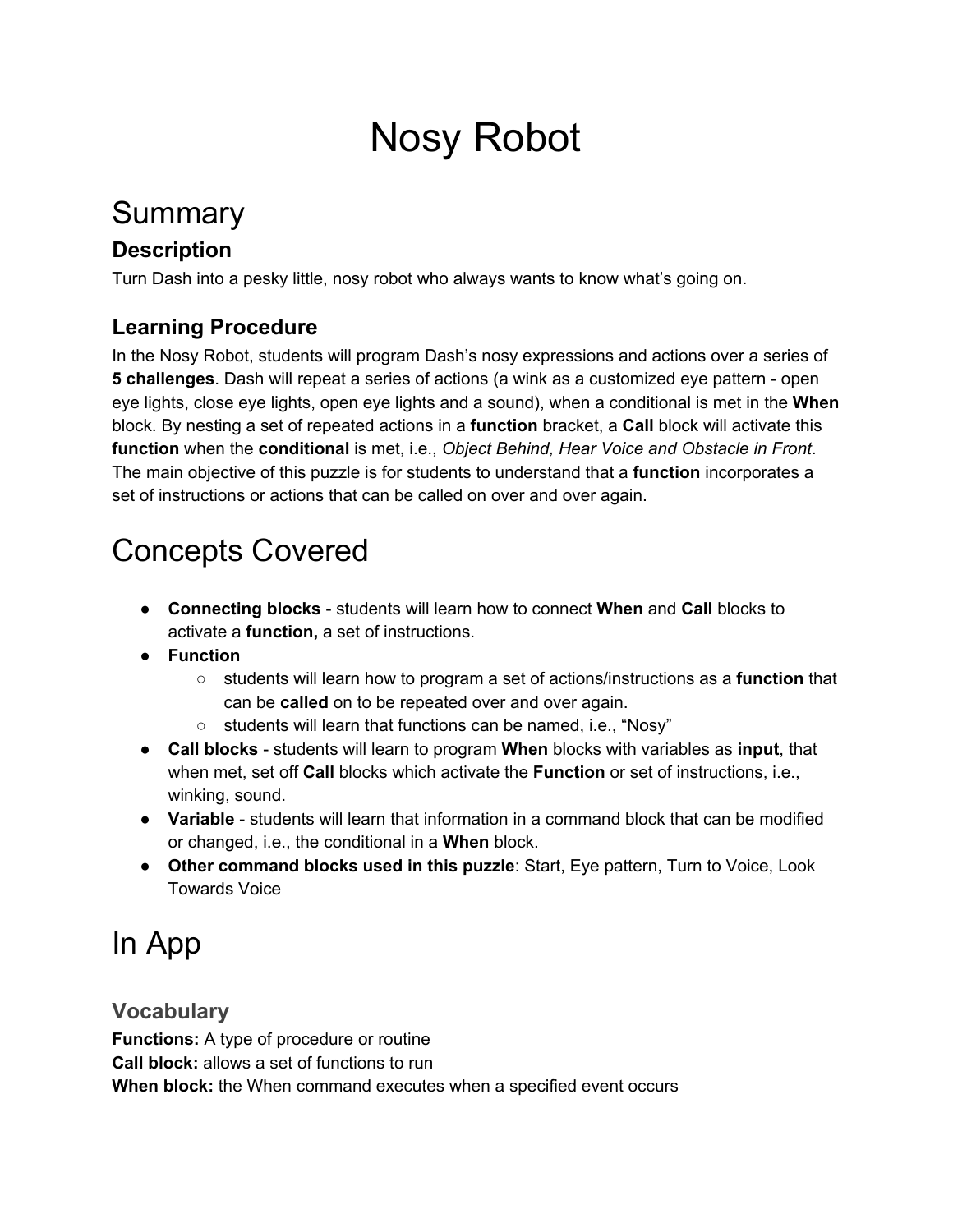# Nosy Robot

## Summary

### Description

Turn Dash into a pesky little, nosy robot who always wants to know what's going on.

### Learning Procedure

In the Nosy Robot, students will program Dash's nosy expressions and actions over a series of **5 challenges**. Dash will repeat a series of actions (a wink as a customized eye pattern - open eye lights, close eye lights, open eye lights and a sound), when a conditional is met in the **When** block. By nesting a set of repeated actions in a **function** bracket, a **Call** block will activate this **function** when the **conditional** is met, i.e., *Object Behind, Hear Voice and Obstacle in Front*. The main objective of this puzzle is for students to understand that a **function** incorporates a set of instructions or actions that can be called on over and over again.

## Concepts Covered

- **Connecting blocks** - students will learn how to connect **When** and **Call** blocks to activate a **function,** a set of instructions.
- **Function**
  - students will learn how to program a set of actions/instructions as a **function** that can be **called** on to be repeated over and over again.
  - students will learn that functions can be named, i.e., "Nosy"
- **Call blocks** - students will learn to program **When** blocks with variables as **input**, that when met, set off **Call** blocks which activate the **Function** or set of instructions, i.e., winking, sound.
- **Variable** - students will learn that information in a command block that can be modified or changed, i.e., the conditional in a **When** block.
- **Other command blocks used in this puzzle**: Start, Eye pattern, Turn to Voice, Look Towards Voice

## In App

### Vocabulary

**Functions:** A type of procedure or routine
**Call block:** allows a set of functions to run
**When block:** the When command executes when a specified event occurs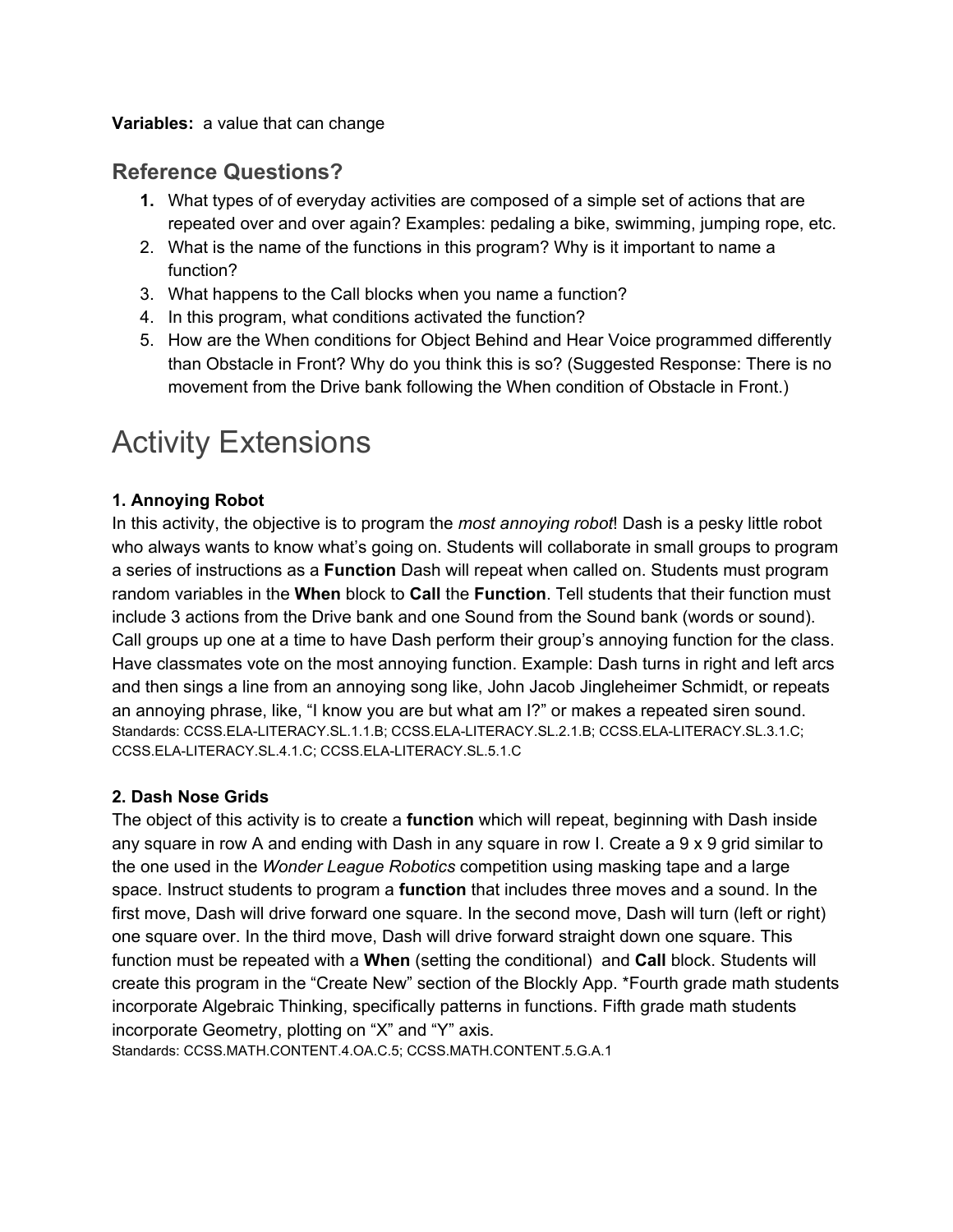**Variables:** a value that can change

## Reference Questions?

1. What types of of everyday activities are composed of a simple set of actions that are repeated over and over again? Examples: pedaling a bike, swimming, jumping rope, etc.
2. What is the name of the functions in this program? Why is it important to name a function?
3. What happens to the Call blocks when you name a function?
4. In this program, what conditions activated the function?
5. How are the When conditions for Object Behind and Hear Voice programmed differently than Obstacle in Front? Why do you think this is so? (Suggested Response: There is no movement from the Drive bank following the When condition of Obstacle in Front.)

# Activity Extensions

**1. Annoying Robot**

In this activity, the objective is to program the *most annoying robot*! Dash is a pesky little robot who always wants to know what's going on. Students will collaborate in small groups to program a series of instructions as a **Function** Dash will repeat when called on. Students must program random variables in the **When** block to **Call** the **Function**. Tell students that their function must include 3 actions from the Drive bank and one Sound from the Sound bank (words or sound). Call groups up one at a time to have Dash perform their group's annoying function for the class. Have classmates vote on the most annoying function. Example: Dash turns in right and left arcs and then sings a line from an annoying song like, John Jacob Jingleheimer Schmidt, or repeats an annoying phrase, like, "I know you are but what am I?" or makes a repeated siren sound.

Standards: CCSS.ELA-LITERACY.SL.1.1.B; CCSS.ELA-LITERACY.SL.2.1.B; CCSS.ELA-LITERACY.SL.3.1.C; CCSS.ELA-LITERACY.SL.4.1.C; CCSS.ELA-LITERACY.SL.5.1.C

**2. Dash Nose Grids**

The object of this activity is to create a **function** which will repeat, beginning with Dash inside any square in row A and ending with Dash in any square in row I. Create a 9 x 9 grid similar to the one used in the *Wonder League Robotics* competition using masking tape and a large space. Instruct students to program a **function** that includes three moves and a sound. In the first move, Dash will drive forward one square. In the second move, Dash will turn (left or right) one square over. In the third move, Dash will drive forward straight down one square. This function must be repeated with a **When** (setting the conditional) and **Call** block. Students will create this program in the "Create New" section of the Blockly App. *Fourth grade math students incorporate Algebraic Thinking, specifically patterns in functions. Fifth grade math students incorporate Geometry, plotting on "X" and "Y" axis.

Standards: CCSS.MATH.CONTENT.4.OA.C.5; CCSS.MATH.CONTENT.5.G.A.1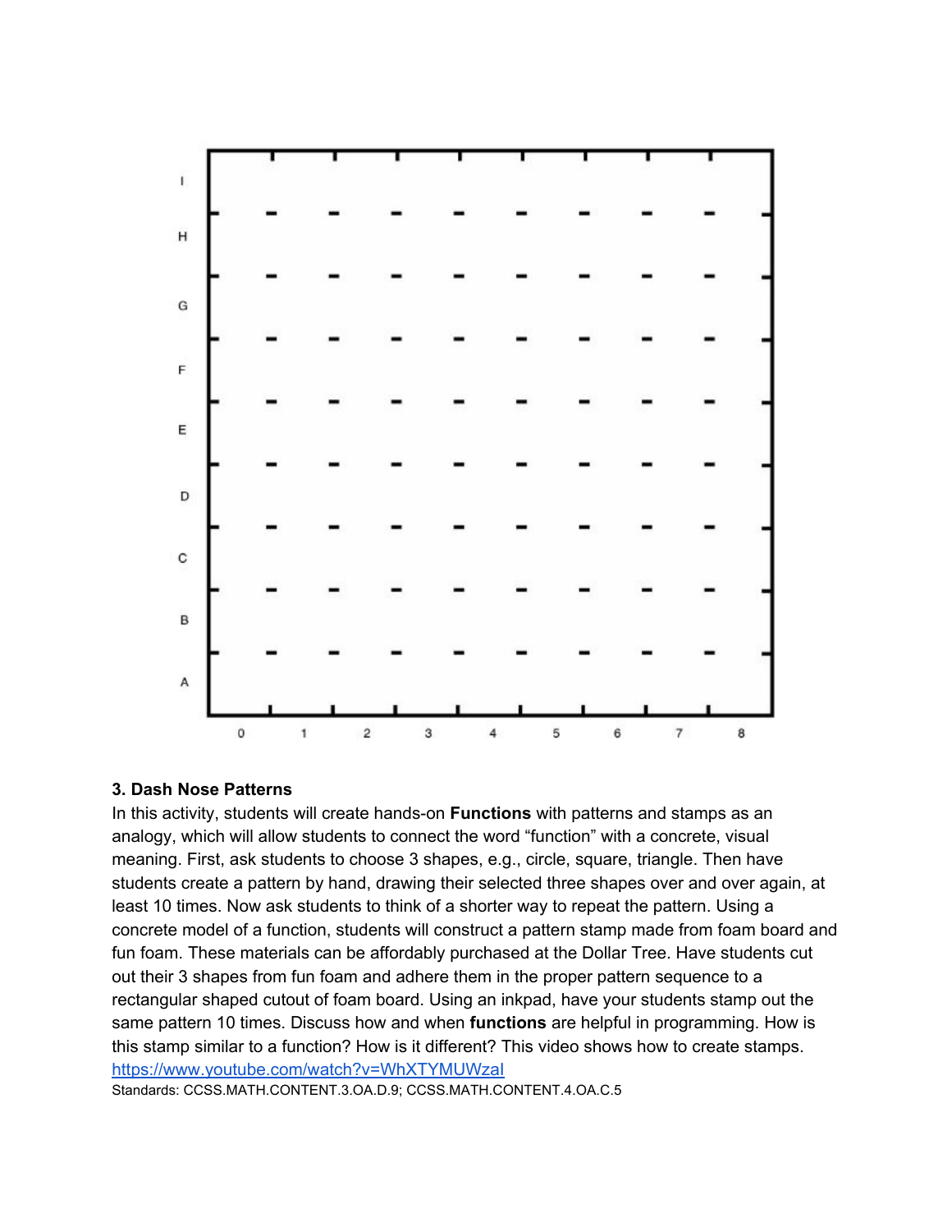### 3. Dash Nose Patterns

In this activity, students will create hands-on **Functions** with patterns and stamps as an analogy, which will allow students to connect the word "function" with a concrete, visual meaning. First, ask students to choose 3 shapes, e.g., circle, square, triangle. Then have students create a pattern by hand, drawing their selected three shapes over and over again, at least 10 times. Now ask students to think of a shorter way to repeat the pattern. Using a concrete model of a function, students will construct a pattern stamp made from foam board and fun foam. These materials can be affordably purchased at the Dollar Tree. Have students cut out their 3 shapes from fun foam and adhere them in the proper pattern sequence to a rectangular shaped cutout of foam board. Using an inkpad, have your students stamp out the same pattern 10 times. Discuss how and when **functions** are helpful in programming. How is this stamp similar to a function? How is it different? This video shows how to create stamps. [https://www.youtube.com/watch?v=WhXTYMUWzaI](https://www.youtube.com/watch?v=WhXTYMUWzaI)

Standards: CCSS.MATH.CONTENT.3.OA.D.9; CCSS.MATH.CONTENT.4.OA.C.5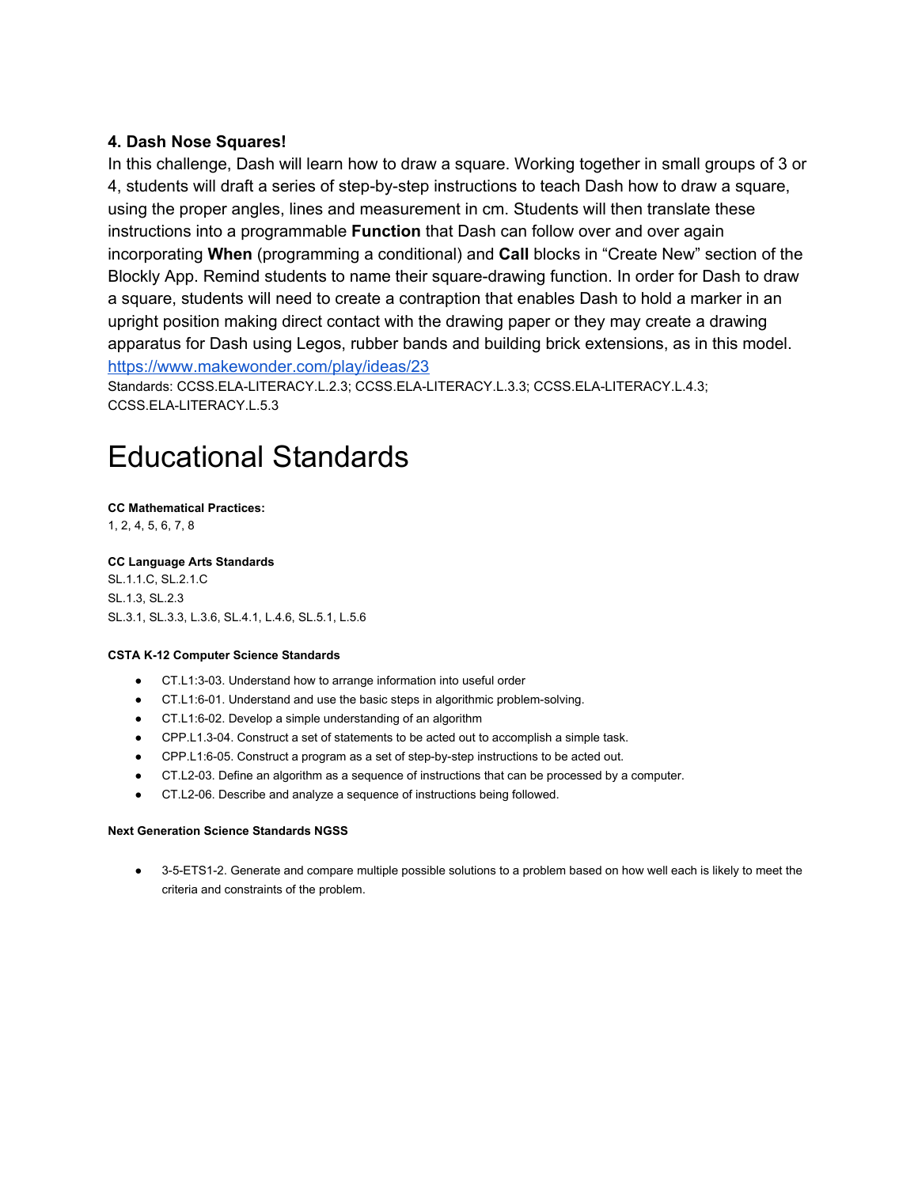**4. Dash Nose Squares!**

In this challenge, Dash will learn how to draw a square. Working together in small groups of 3 or 4, students will draft a series of step-by-step instructions to teach Dash how to draw a square, using the proper angles, lines and measurement in cm. Students will then translate these instructions into a programmable **Function** that Dash can follow over and over again incorporating **When** (programming a conditional) and **Call** blocks in "Create New" section of the Blockly App. Remind students to name their square-drawing function. In order for Dash to draw a square, students will need to create a contraption that enables Dash to hold a marker in an upright position making direct contact with the drawing paper or they may create a drawing apparatus for Dash using Legos, rubber bands and building brick extensions, as in this model. [https://www.makewonder.com/play/ideas/23](https://www.makewonder.com/play/ideas/23)

Standards: CCSS.ELA-LITERACY.L.2.3; CCSS.ELA-LITERACY.L.3.3; CCSS.ELA-LITERACY.L.4.3; CCSS.ELA-LITERACY.L.5.3

# Educational Standards

**CC Mathematical Practices:**

1, 2, 4, 5, 6, 7, 8

**CC Language Arts Standards**

SL.1.1.C, SL.2.1.C

SL.1.3, SL.2.3

SL.3.1, SL.3.3, L.3.6, SL.4.1, L.4.6, SL.5.1, L.5.6

**CSTA K-12 Computer Science Standards**

- CT.L1:3-03. Understand how to arrange information into useful order
- CT.L1:6-01. Understand and use the basic steps in algorithmic problem-solving.
- CT.L1:6-02. Develop a simple understanding of an algorithm
- CPP.L1.3-04. Construct a set of statements to be acted out to accomplish a simple task.
- CPP.L1:6-05. Construct a program as a set of step-by-step instructions to be acted out.
- CT.L2-03. Define an algorithm as a sequence of instructions that can be processed by a computer.
- CT.L2-06. Describe and analyze a sequence of instructions being followed.

**Next Generation Science Standards NGSS**

- 3-5-ETS1-2. Generate and compare multiple possible solutions to a problem based on how well each is likely to meet the criteria and constraints of the problem.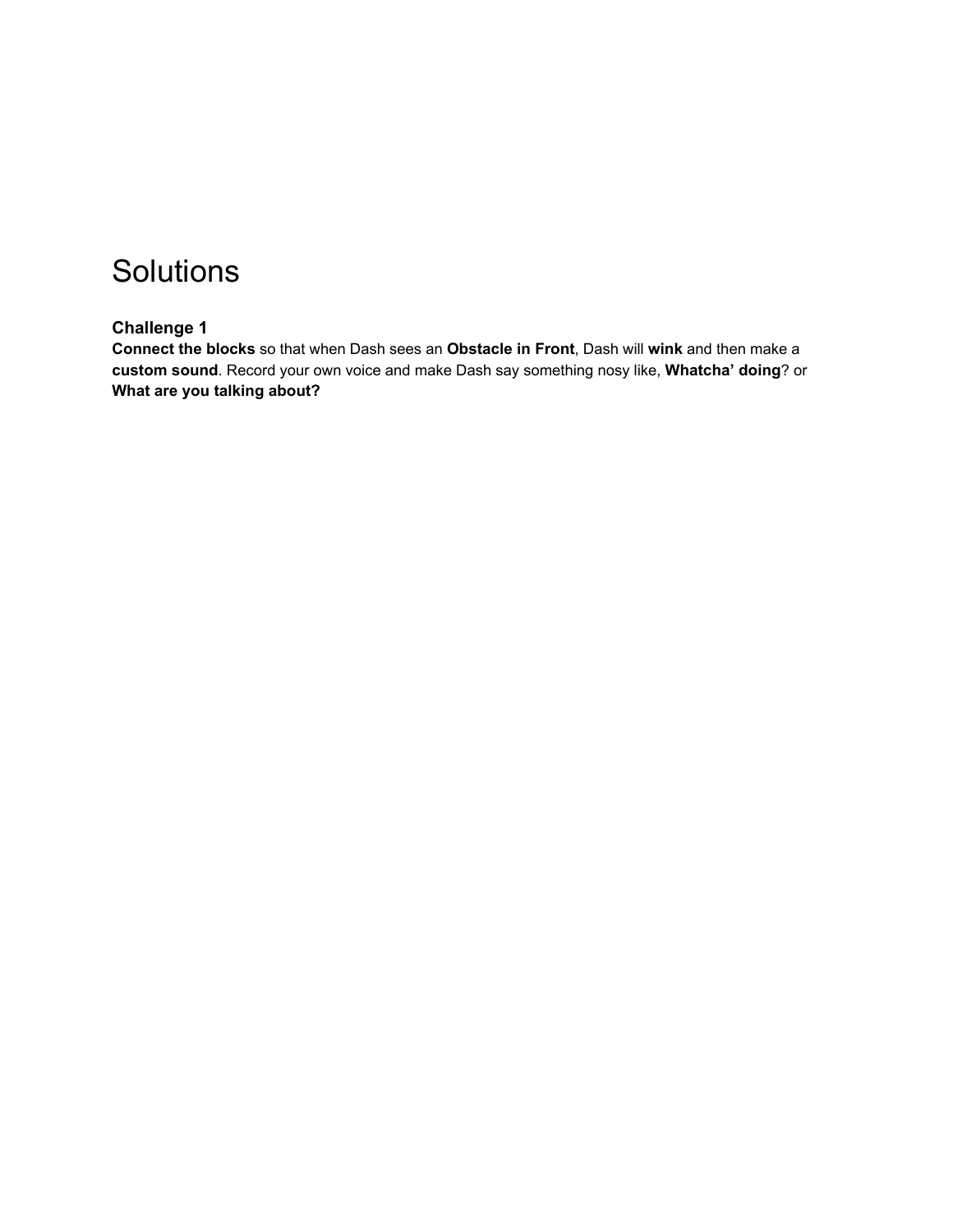# Solutions

### Challenge 1

**Connect the blocks** so that when Dash sees an **Obstacle in Front**, Dash will **wink** and then make a **custom sound**. Record your own voice and make Dash say something nosy like, **Whatcha' doing**? or **What are you talking about?**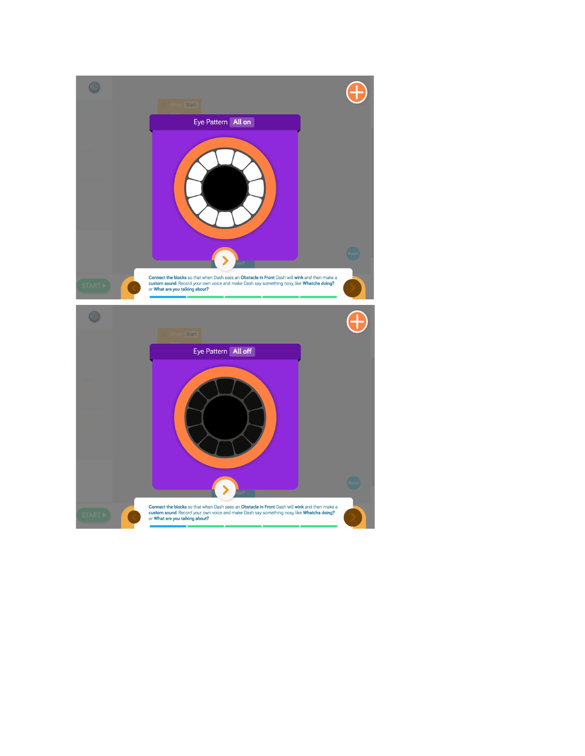Eye Pattern All on

Connect the blocks so that when Dash sees an Obstacle in Front Dash will wink and then make a custom sound. Record your own voice and make Dash say something nosy, like Whatcha doing? or What are you talking about?

Eye Pattern All off

Connect the blocks so that when Dash sees an Obstacle in Front Dash will wink and then make a custom sound. Record your own voice and make Dash say something nosy, like Whatcha doing? or What are you talking about?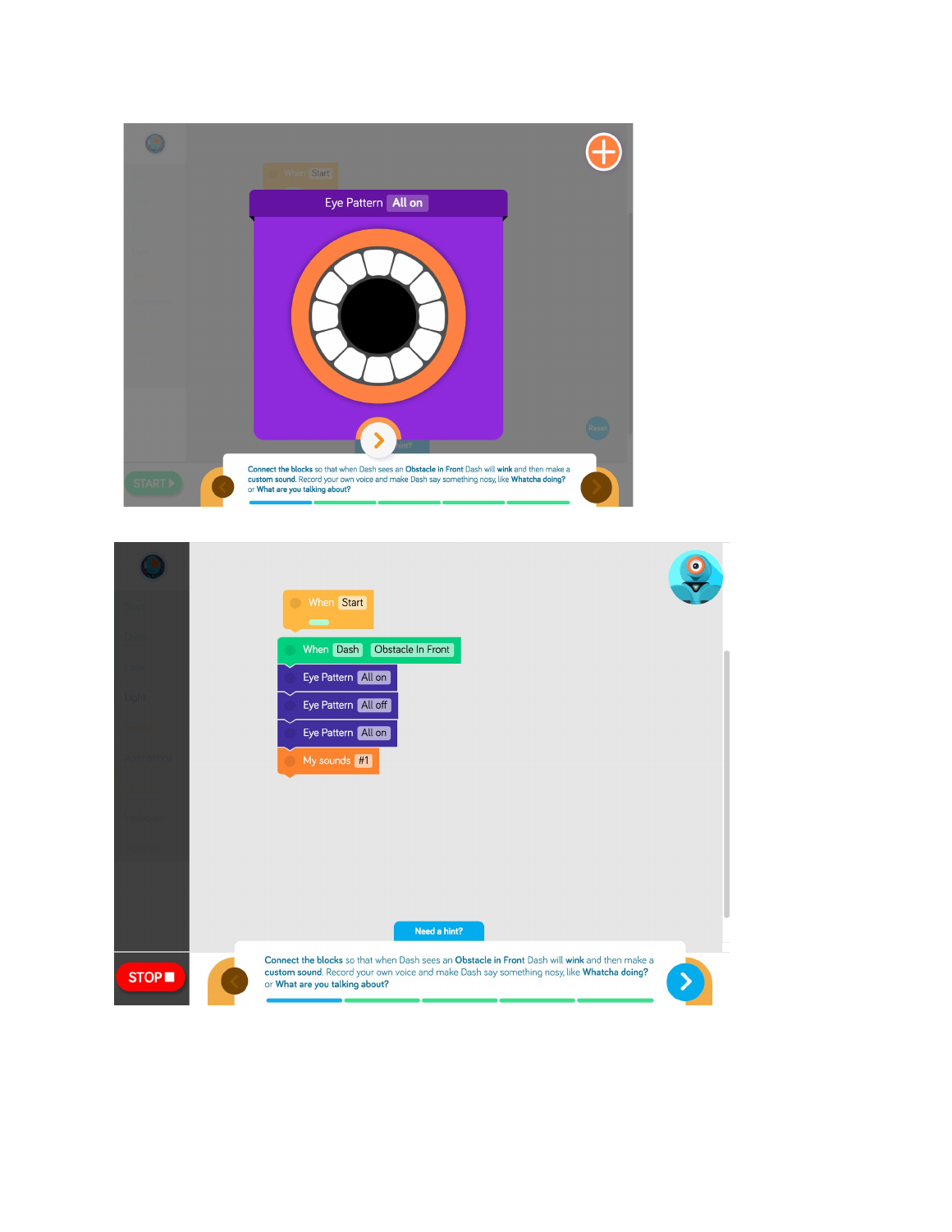Eye Pattern All on

Connect the blocks so that when Dash sees an Obstacle in Front Dash will wink and then make a custom sound. Record your own voice and make Dash say something nosy, like Whatcha doing? or What are you talking about?

START

When Start

When Dash Obstacle In Front

Eye Pattern All on

Eye Pattern All off

Eye Pattern All on

My sounds #1

Need a hint?

Connect the blocks so that when Dash sees an Obstacle in Front Dash will wink and then make a custom sound. Record your own voice and make Dash say something nosy, like Whatcha doing? or What are you talking about?

STOP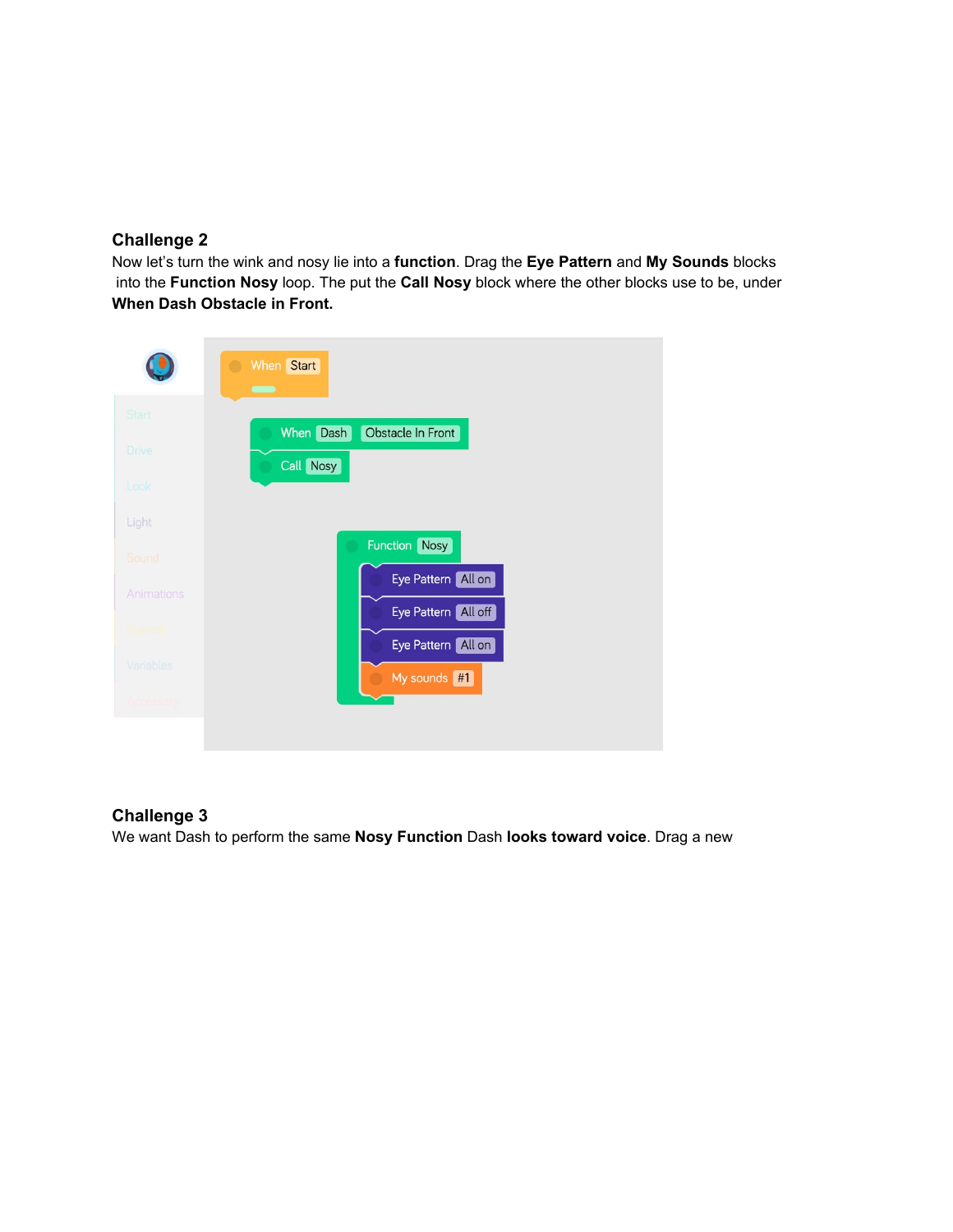### Challenge 2

Now let's turn the wink and nosy lie into a **function**. Drag the **Eye Pattern** and **My Sounds** blocks into the **Function Nosy** loop. The put the **Call Nosy** block where the other blocks use to be, under **When Dash Obstacle in Front.**

### Challenge 3

We want Dash to perform the same **Nosy Function** Dash **looks toward voice**. Drag a new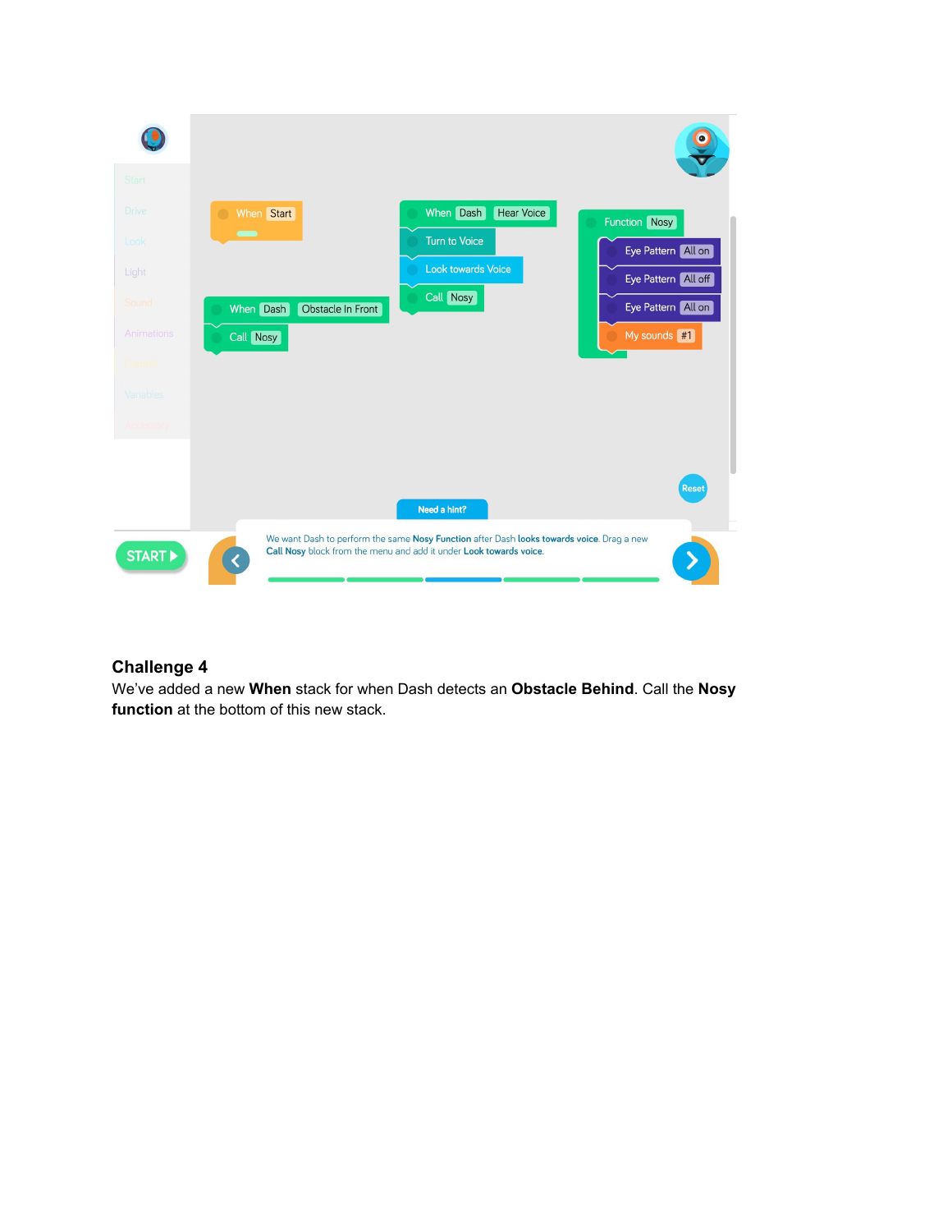### Challenge 4

We've added a new **When** stack for when Dash detects an **Obstacle Behind**. Call the **Nosy function** at the bottom of this new stack.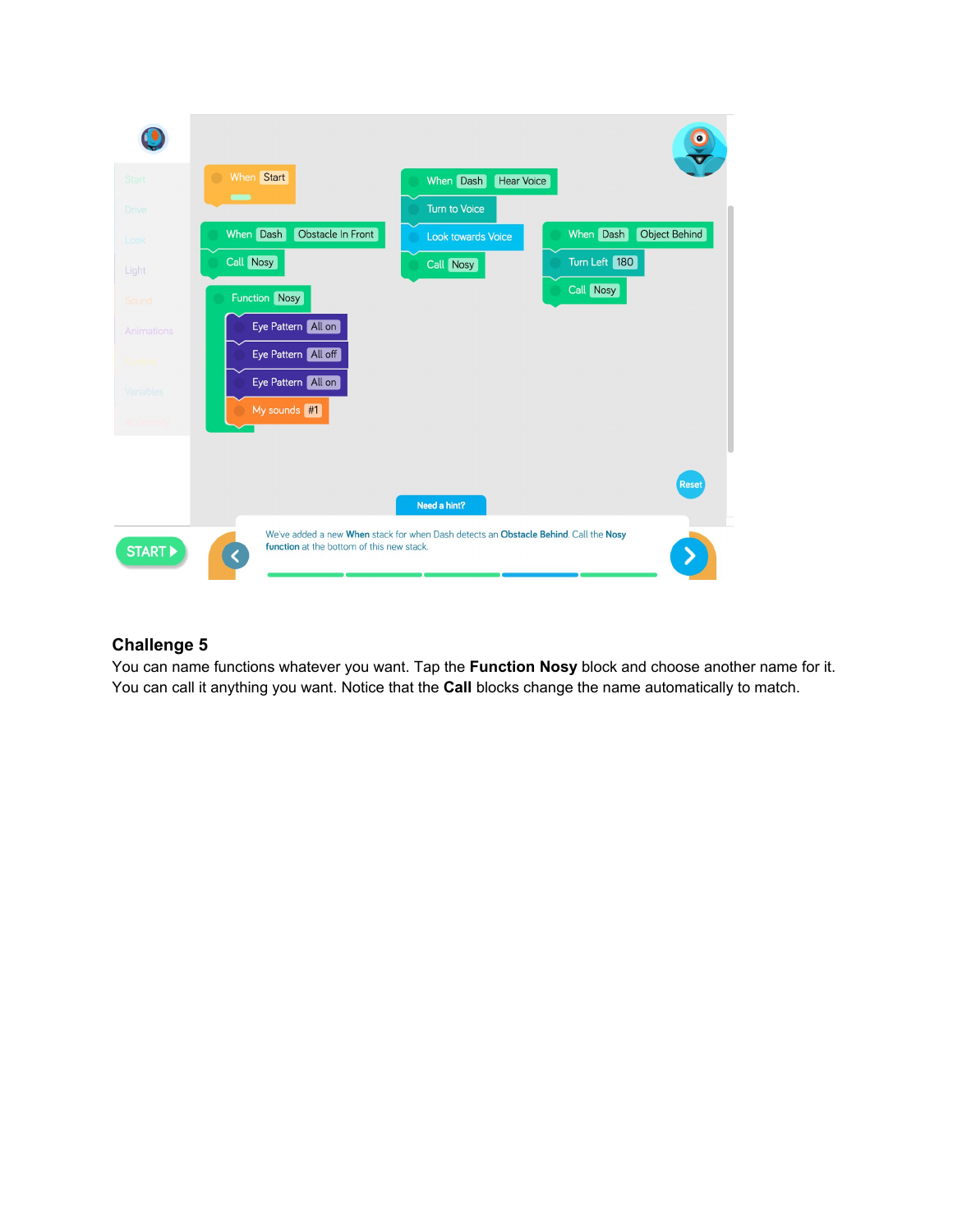## Challenge 5

You can name functions whatever you want. Tap the **Function Nosy** block and choose another name for it. You can call it anything you want. Notice that the **Call** blocks change the name automatically to match.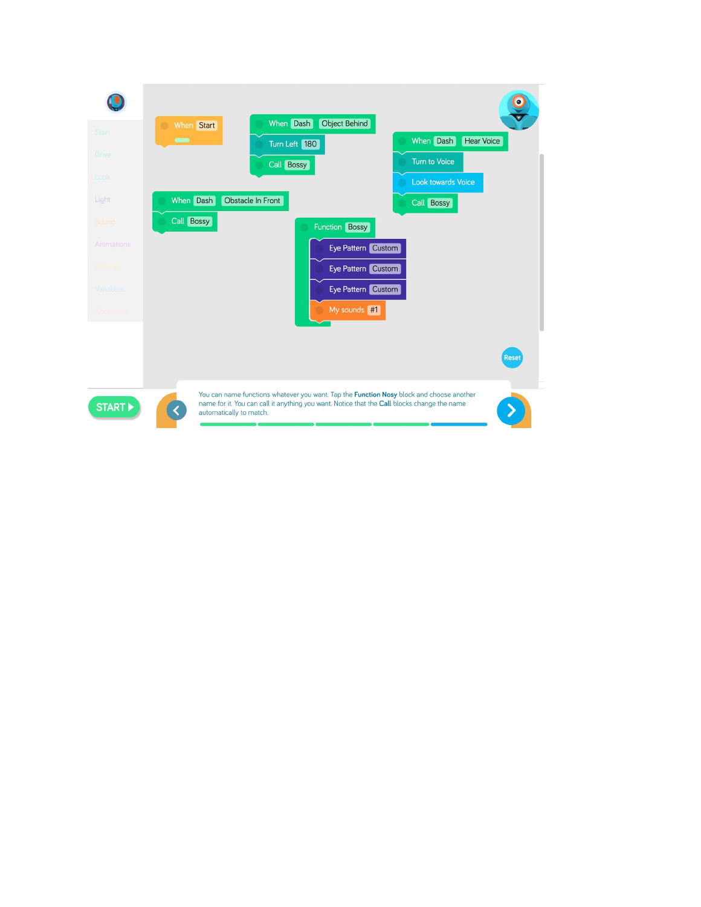When Start

When Dash Object Behind

Turn Left 180

Call Bossy

When Dash Hear Voice

Turn to Voice

Look towards Voice

Call Bossy

When Dash Obstacle In Front

Call Bossy

Function Bossy

Eye Pattern Custom

Eye Pattern Custom

Eye Pattern Custom

My sounds #1

Reset

START

You can name functions whatever you want. Tap the **Function Nosy** block and choose another name for it. You can call it anything you want. Notice that the **Call** blocks change the name automatically to match.